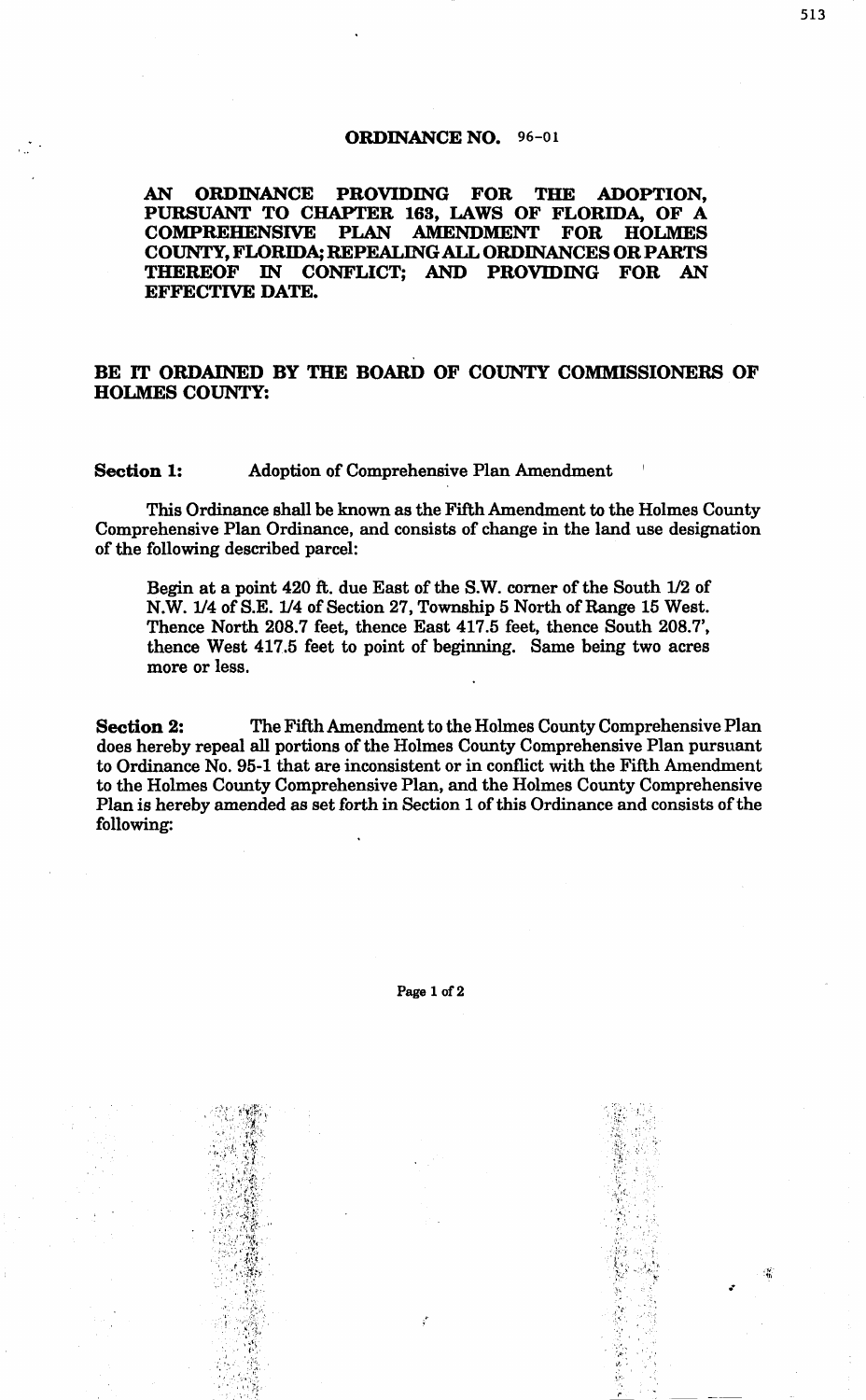# ORDINANCE NO. 96-01

**AN ORDINANCE PROVIDING FOR THE ADOPTION, PURSUANT TO CHAPTER 163, LAWS OF FLORIDA, OF A COMPREHENSIVE PLAN AMENDMENT FOR HOLMES COUNTY, FLORIDA; REPEALING ALL ORDINANCES OR PARTS THEREOF IN CONFLICT; AND PROVIDING FOR AN EFFECTIVE DATE.**

**BE IT ORDAINED BY THE BOARD OF COUNTY COMMISSIONERS OF HOLMES COUNTY:**

**Section 1:** Adoption of Comprehensive Plan Amendment

This Ordinance shall be known as the Fifth Amendment to the Holmes County Comprehensive Plan Ordinance, and consists of change in the land use designation of the following described parcel:

> Begin at a point 420 ft. due East of the S.W. corner of the South 1/2 of N.W. 1/4 of S.E. 1/4 of Section 27, Township 5 North of Range 15 West. Thence North 208.7 feet, thence East 417.5 feet, thence South 208.7', thence West 417.5 feet to point of beginning. Same being two acres more or less.

**Section 2:** The Fifth Amendment to the Holmes County Comprehensive Plan does hereby repeal all portions of the Holmes County Comprehensive Plan pursuant to Ordinance No. 95-1 that are inconsistent or in conflict with the Fifth Amendment to the Holmes County Comprehensive Plan, and the Holmes County Comprehensive Plan is hereby amended as set forth in Section 1 of this Ordinance and consists of the following: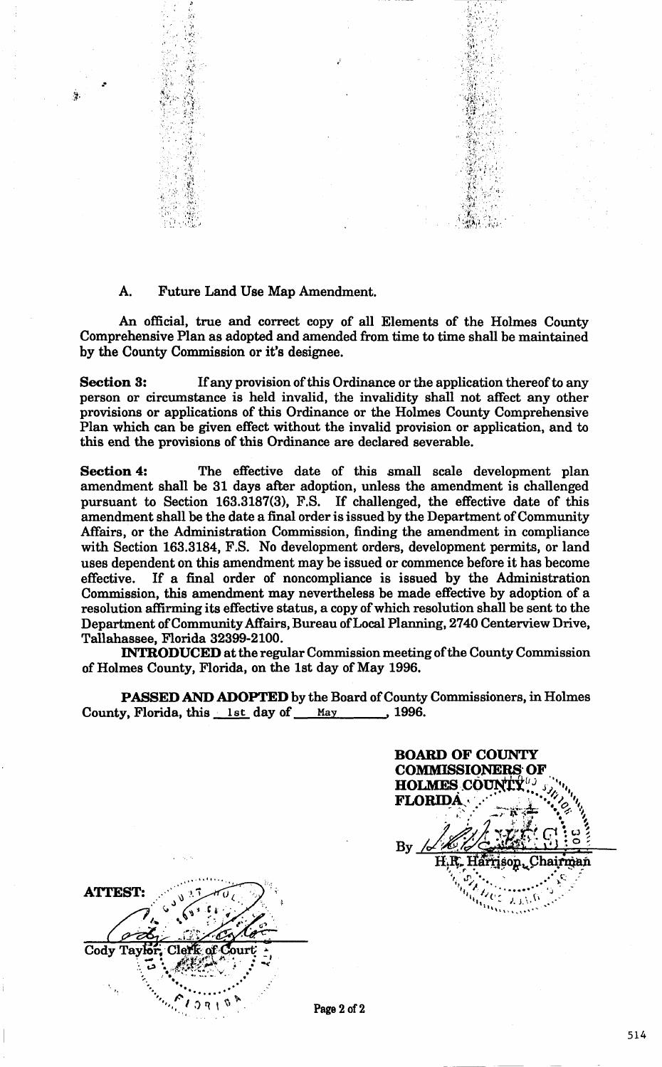A. Future Land Use Map Amendment.

An official, true and correct copy of all Elements of the Holmes County Comprehensive Plan as adopted and amended from time to time shall be maintained by the County Commission or it's designee.

**Section 3:** If any provision of this Ordinance or the application thereof to any person or circumstance is held invalid, the invalidity shall not affect any other provisions or applications of this Ordinance or the Holmes County Comprehensive Plan which can be given effect without the invalid provision or application, and to this end the provisions of this Ordinance are declared severable.

**Section 4:** The effective date of this small scale development plan amendment shall be 31 days after adoption, unless the amendment is challenged pursuant to Section 163.3187(3), F.S. If challenged, the effective date of this amendment shall be the date a final order is issued by the Department of Community Affairs, or the Administration Commission, finding the amendment in compliance with Section 163.3184, F.S. No development orders, development permits, or land uses dependent on this amendment may be issued or commence before it has become effective. If a final order of noncompliance is issued by the Administration Commission, this amendment may nevertheless be made effective by adoption of a resolution affirming its effective status, a copy of which resolution shall be sent to the Department of Community Affairs, Bureau of Local Planning, 2740 Centerview Drive, Tallahassee, Florida 32399-2100.

**INTRODUCED** at the regular Commission meeting of the County Commission of Holmes County, Florida, on the 1st day of May 1996.

**PASSED AND ADOPTED** by the Board of County Commissioners, in Holmes County, Florida, this 1st day of May, 1996.

**BOARD OF COUNTY COMMISSIONERS OF HOLMES COUNTY FLORIDA**

By ______________________
H.R. Harrison, Chairman

**ATTEST:**

______________________
Cody Taylor, Clerk of Court